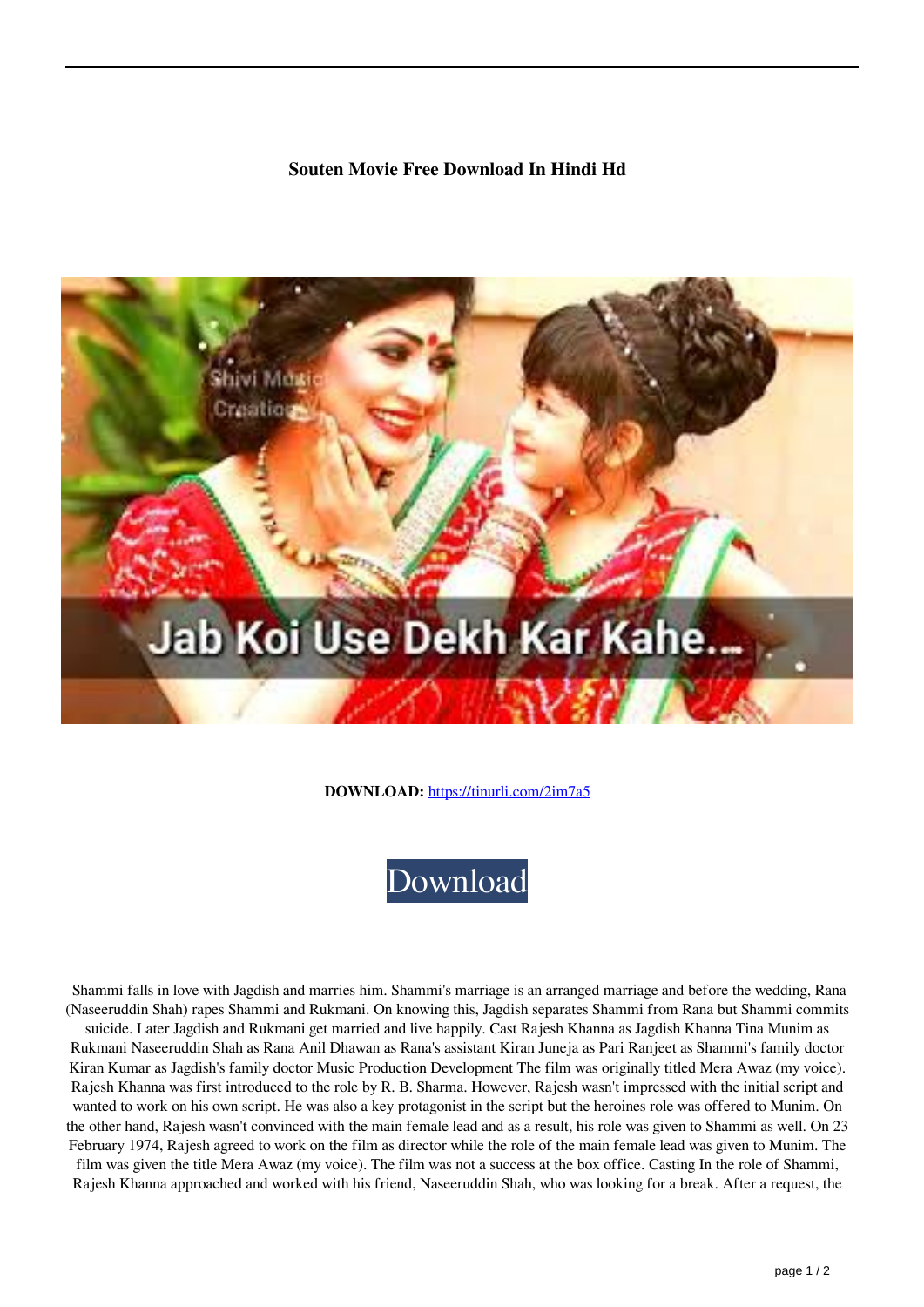**Souten Movie Free Download In Hindi Hd**

**DOWNLOAD:** https://tinurli.com/2im7a5

Download

Shammi falls in love with Jagdish and marries him. Shammi's marriage is an arranged marriage and before the wedding, Rana (Naseeruddin Shah) rapes Shammi and Rukmani. On knowing this, Jagdish separates Shammi from Rana but Shammi commits suicide. Later Jagdish and Rukmani get married and live happily. Cast Rajesh Khanna as Jagdish Khanna Tina Munim as Rukmani Naseeruddin Shah as Rana Anil Dhawan as Rana's assistant Kiran Juneja as Pari Ranjeet as Shammi's family doctor Kiran Kumar as Jagdish's family doctor Music Production Development The film was originally titled Mera Awaz (my voice). Rajesh Khanna was first introduced to the role by R. B. Sharma. However, Rajesh wasn't impressed with the initial script and wanted to work on his own script. He was also a key protagonist in the script but the heroines role was offered to Munim. On the other hand, Rajesh wasn't convinced with the main female lead and as a result, his role was given to Shammi as well. On 23 February 1974, Rajesh agreed to work on the film as director while the role of the main female lead was given to Munim. The film was given the title Mera Awaz (my voice). The film was not a success at the box office. Casting In the role of Shammi, Rajesh Khanna approached and worked with his friend, Naseeruddin Shah, who was looking for a break. After a request, the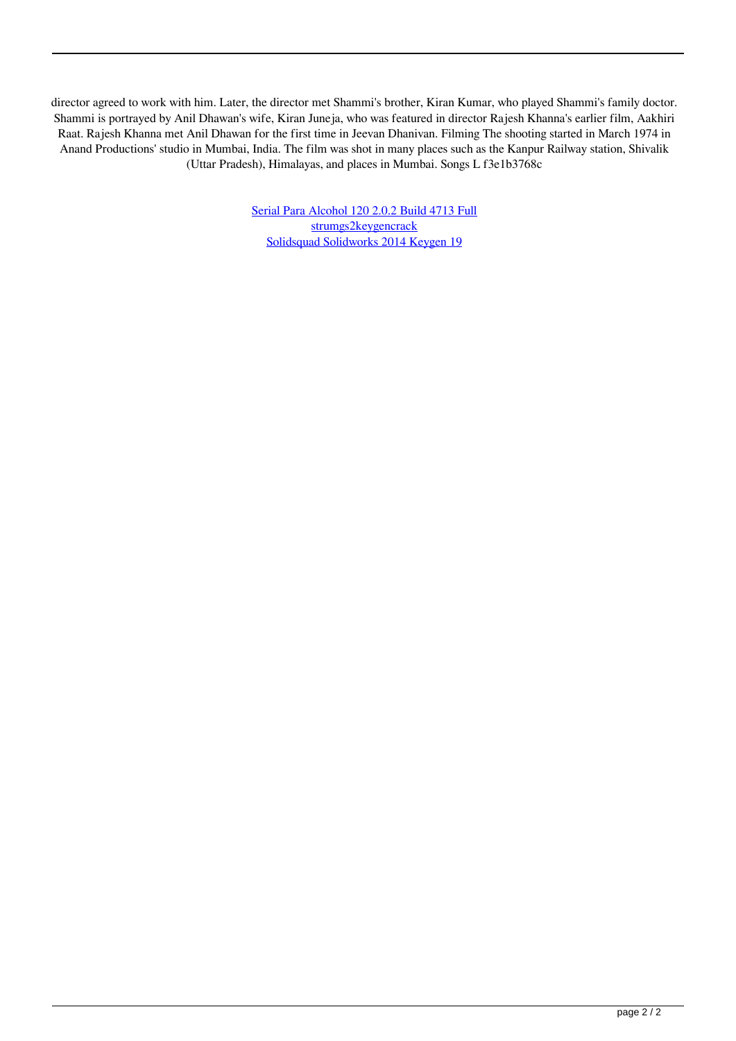director agreed to work with him. Later, the director met Shammi's brother, Kiran Kumar, who played Shammi's family doctor. Shammi is portrayed by Anil Dhawan's wife, Kiran Juneja, who was featured in director Rajesh Khanna's earlier film, Aakhiri Raat. Rajesh Khanna met Anil Dhawan for the first time in Jeevan Dhanivan. Filming The shooting started in March 1974 in Anand Productions' studio in Mumbai, India. The film was shot in many places such as the Kanpur Railway station, Shivalik (Uttar Pradesh), Himalayas, and places in Mumbai. Songs L f3e1b3768c

Serial Para Alcohol 120 2.0.2 Build 4713 Full
strumgs2keygencrack
Solidsquad Solidworks 2014 Keygen 19